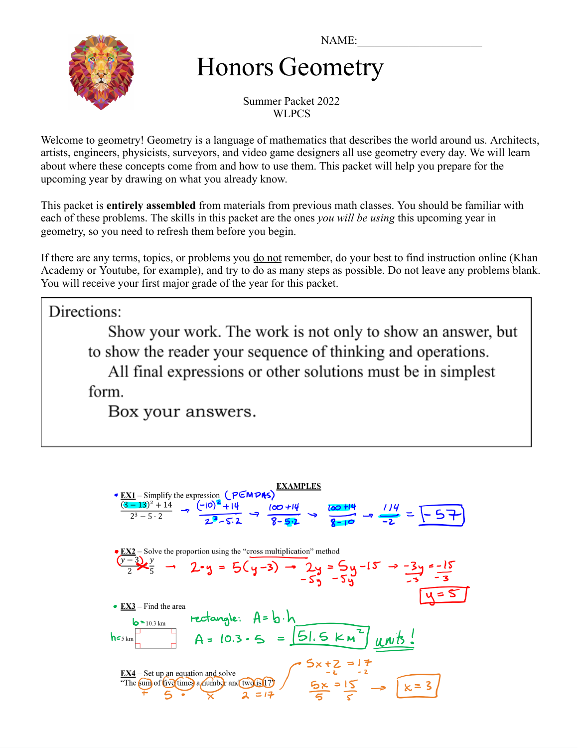NAME:______________________

# Honors Geometry

Summer Packet 2022
WLPCS

Welcome to geometry! Geometry is a language of mathematics that describes the world around us. Architects, artists, engineers, physicists, surveyors, and video game designers all use geometry every day. We will learn about where these concepts come from and how to use them. This packet will help you prepare for the upcoming year by drawing on what you already know.

This packet is **entirely assembled** from materials from previous math classes. You should be familiar with each of these problems. The skills in this packet are the ones *you will be using* this upcoming year in geometry, so you need to refresh them before you begin.

If there are any terms, topics, or problems you do not remember, do your best to find instruction online (Khan Academy or Youtube, for example), and try to do as many steps as possible. Do not leave any problems blank. You will receive your first major grade of the year for this packet.

> Directions:
>
> Show your work. The work is not only to show an answer, but to show the reader your sequence of thinking and operations.
>
> All final expressions or other solutions must be in simplest form.
>
> Box your answers.

**EXAMPLES**

- **EX1** – Simplify the expression (PEMDAS)

$$\frac{(3-13)^2+14}{2^3-5\cdot 2} \rightarrow \frac{(-10)^2+14}{2^3-5\cdot 2} \rightarrow \frac{100+14}{8-5\cdot 2} \rightarrow \frac{100+14}{8-10} \rightarrow \frac{114}{-2} = \boxed{-57}$$

- **EX2** – Solve the proportion using the "cross multiplication" method

$$\frac{(y-3)}{2} = \frac{y}{5} \rightarrow 2\cdot y = 5(y-3) \rightarrow 2y = 5y - 15 \rightarrow -3y = -15 \rightarrow \boxed{y=5}$$

- **EX3** – Find the area

$b = 10.3$ km, $h = 5$ km

rectangle: $A = b\cdot h$

$A = 10.3 \cdot 5 = \boxed{51.5 \text{ km}^2}$ units!

- **EX4** – Set up an equation and solve

"The sum of five times a number and two is 17"

$$5x + 2 = 17$$
$$5x = 15$$
$$\boxed{x = 3}$$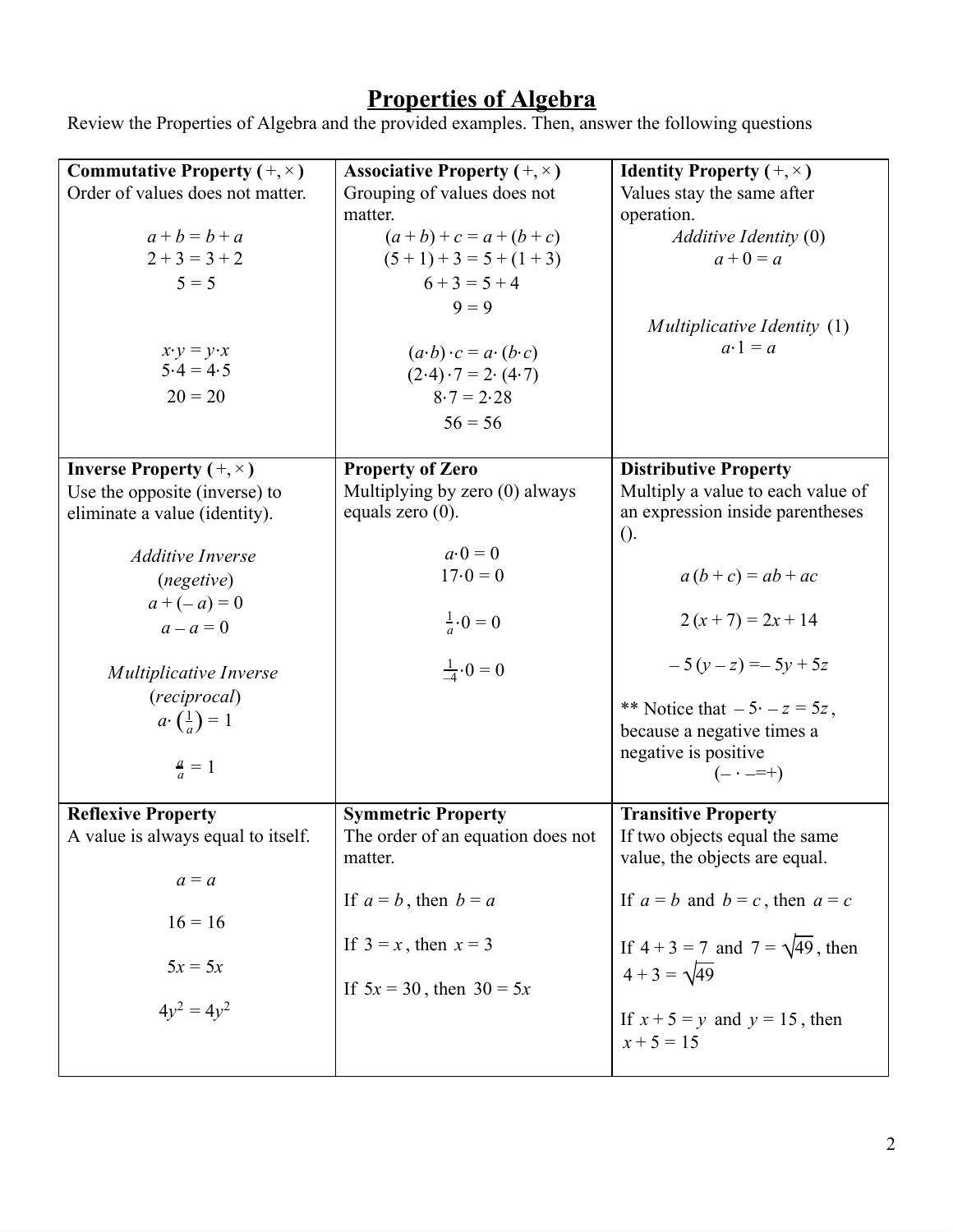# Properties of Algebra

Review the Properties of Algebra and the provided examples. Then, answer the following questions

| **Commutative Property ($+, \times$)** Order of values does not matter. <br><br> $a + b = b + a$ <br> $2 + 3 = 3 + 2$ <br> $5 = 5$ <br><br> $x \cdot y = y \cdot x$ <br> $5 \cdot 4 = 4 \cdot 5$ <br> $20 = 20$ | **Associative Property ($+, \times$)** Grouping of values does not matter. <br><br> $(a + b) + c = a + (b + c)$ <br> $(5 + 1) + 3 = 5 + (1 + 3)$ <br> $6 + 3 = 5 + 4$ <br> $9 = 9$ <br><br> $(a \cdot b) \cdot c = a \cdot (b \cdot c)$ <br> $(2 \cdot 4) \cdot 7 = 2 \cdot (4 \cdot 7)$ <br> $8 \cdot 7 = 2 \cdot 28$ <br> $56 = 56$ | **Identity Property ($+, \times$)** Values stay the same after operation. <br><br> *Additive Identity* (0) <br> $a + 0 = a$ <br><br> *Multiplicative Identity* (1) <br> $a \cdot 1 = a$ |
|---|---|---|
| **Inverse Property ($+, \times$)** Use the opposite (inverse) to eliminate a value (identity). <br><br> *Additive Inverse* <br> (*negetive*) <br> $a + (-a) = 0$ <br> $a - a = 0$ <br><br> *Multiplicative Inverse* <br> (*reciprocal*) <br> $a \cdot \left(\frac{1}{a}\right) = 1$ <br><br> $\frac{a}{a} = 1$ | **Property of Zero** Multiplying by zero (0) always equals zero (0). <br><br> $a \cdot 0 = 0$ <br> $17 \cdot 0 = 0$ <br><br> $\frac{1}{a} \cdot 0 = 0$ <br><br> $\frac{1}{-4} \cdot 0 = 0$ | **Distributive Property** Multiply a value to each value of an expression inside parentheses (). <br><br> $a(b + c) = ab + ac$ <br><br> $2(x + 7) = 2x + 14$ <br><br> $-5(y - z) = -5y + 5z$ <br><br> ** Notice that $-5 \cdot -z = 5z$, because a negative times a negative is positive <br> $(- \cdot - = +)$ |
| **Reflexive Property** A value is always equal to itself. <br><br> $a = a$ <br><br> $16 = 16$ <br><br> $5x = 5x$ <br><br> $4y^2 = 4y^2$ | **Symmetric Property** The order of an equation does not matter. <br><br> If $a = b$, then $b = a$ <br><br> If $3 = x$, then $x = 3$ <br><br> If $5x = 30$, then $30 = 5x$ | **Transitive Property** If two objects equal the same value, the objects are equal. <br><br> If $a = b$ and $b = c$, then $a = c$ <br><br> If $4 + 3 = 7$ and $7 = \sqrt{49}$, then $4 + 3 = \sqrt{49}$ <br><br> If $x + 5 = y$ and $y = 15$, then $x + 5 = 15$ |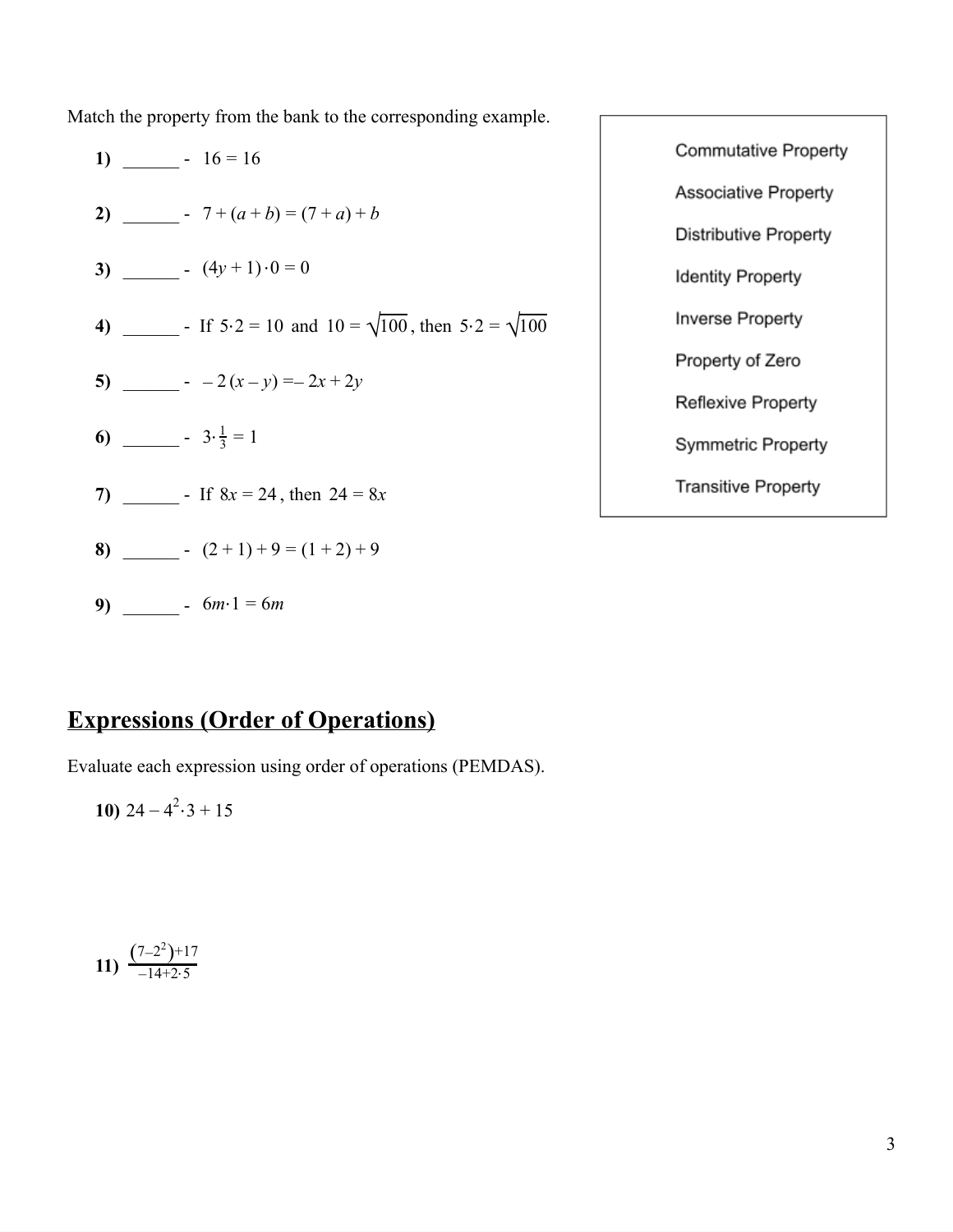Match the property from the bank to the corresponding example.

- Commutative Property
- Associative Property
- Distributive Property
- Identity Property
- Inverse Property
- Property of Zero
- Reflexive Property
- Symmetric Property
- Transitive Property

**1)** ______ - $16 = 16$

**2)** ______ - $7 + (a + b) = (7 + a) + b$

**3)** ______ - $(4y + 1) \cdot 0 = 0$

**4)** ______ - If $5 \cdot 2 = 10$ and $10 = \sqrt{100}$, then $5 \cdot 2 = \sqrt{100}$

**5)** ______ - $-2(x - y) = -2x + 2y$

**6)** ______ - $3 \cdot \frac{1}{3} = 1$

**7)** ______ - If $8x = 24$, then $24 = 8x$

**8)** ______ - $(2 + 1) + 9 = (1 + 2) + 9$

**9)** ______ - $6m \cdot 1 = 6m$

## Expressions (Order of Operations)

Evaluate each expression using order of operations (PEMDAS).

**10)** $24 - 4^2 \cdot 3 + 15$

**11)** $\frac{(7-2^2)+17}{-14+2 \cdot 5}$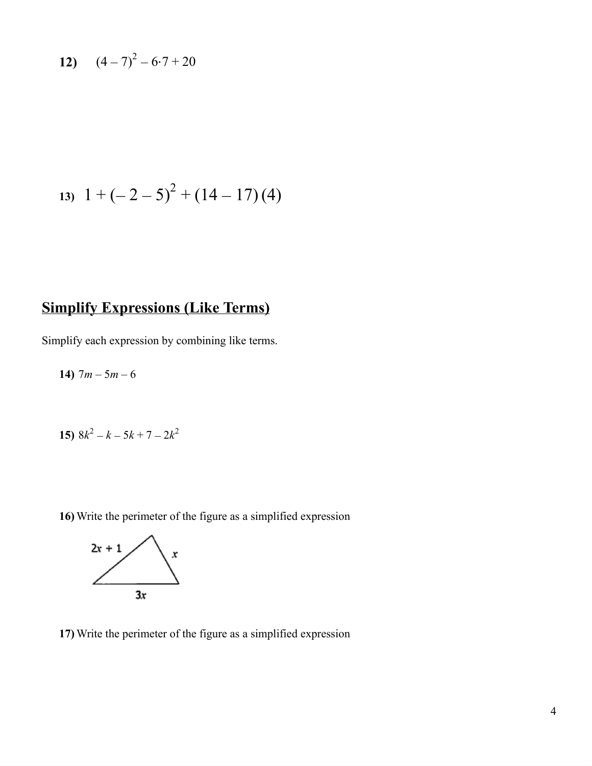**12)** $(4 - 7)^2 - 6 \cdot 7 + 20$

**13)** $1 + (-2 - 5)^2 + (14 - 17)(4)$

## Simplify Expressions (Like Terms)

Simplify each expression by combining like terms.

**14)** $7m - 5m - 6$

**15)** $8k^2 - k - 5k + 7 - 2k^2$

**16)** Write the perimeter of the figure as a simplified expression

$2x + 1$, $x$, $3x$

**17)** Write the perimeter of the figure as a simplified expression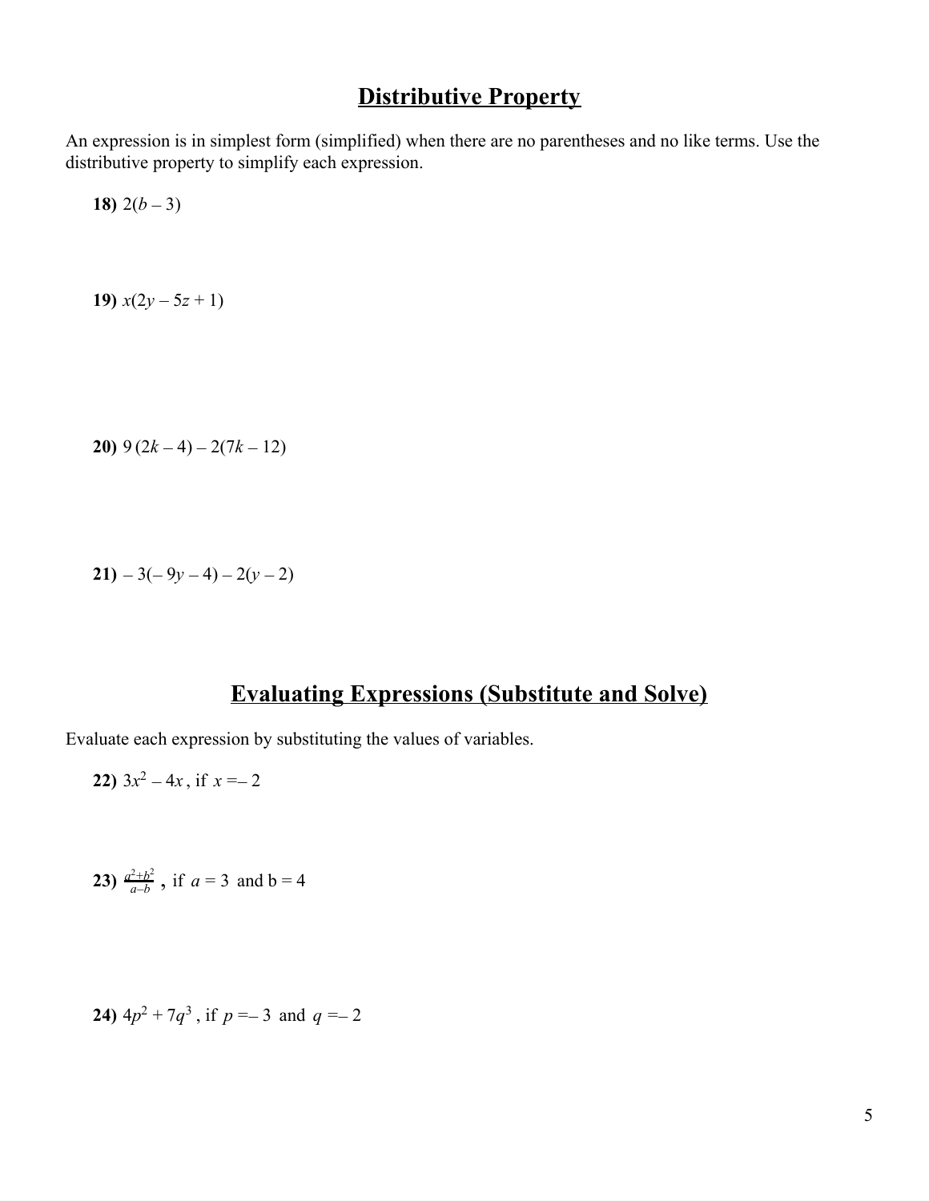## Distributive Property

An expression is in simplest form (simplified) when there are no parentheses and no like terms. Use the distributive property to simplify each expression.

**18)** $2(b - 3)$

**19)** $x(2y - 5z + 1)$

**20)** $9(2k - 4) - 2(7k - 12)$

**21)** $-3(-9y - 4) - 2(y - 2)$

## Evaluating Expressions (Substitute and Solve)

Evaluate each expression by substituting the values of variables.

**22)** $3x^2 - 4x$, if $x = -2$

**23)** $\frac{a^2+b^2}{a-b}$, if $a = 3$ and $b = 4$

**24)** $4p^2 + 7q^3$, if $p = -3$ and $q = -2$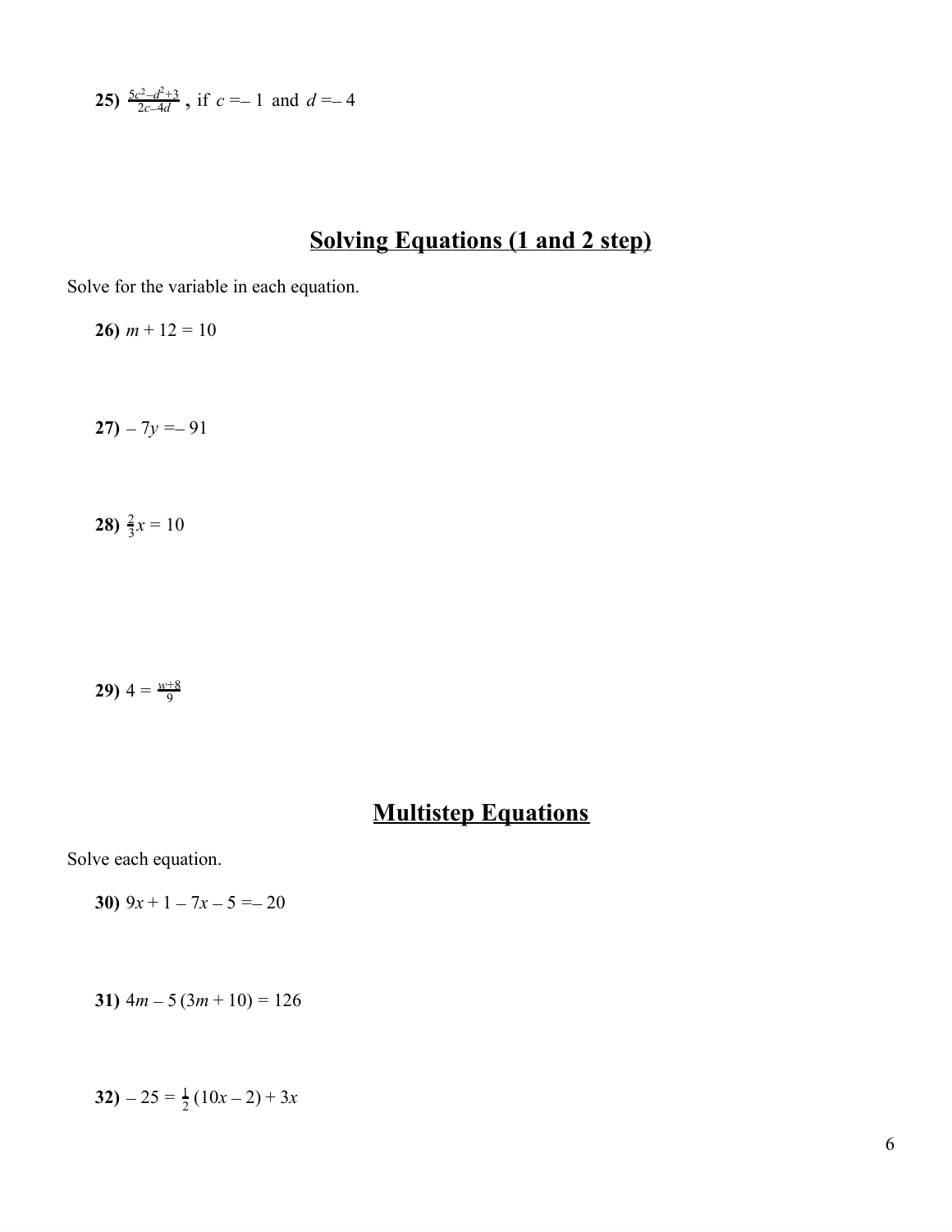**25)** $\frac{5c^2 - d^2 + 3}{2c - 4d}$ **,** if $c = -1$ and $d = -4$

## Solving Equations (1 and 2 step)

Solve for the variable in each equation.

**26)** $m + 12 = 10$

**27)** $-7y = -91$

**28)** $\frac{2}{3}x = 10$

**29)** $4 = \frac{w + 8}{9}$

## Multistep Equations

Solve each equation.

**30)** $9x + 1 - 7x - 5 = -20$

**31)** $4m - 5(3m + 10) = 126$

**32)** $-25 = \frac{1}{2}(10x - 2) + 3x$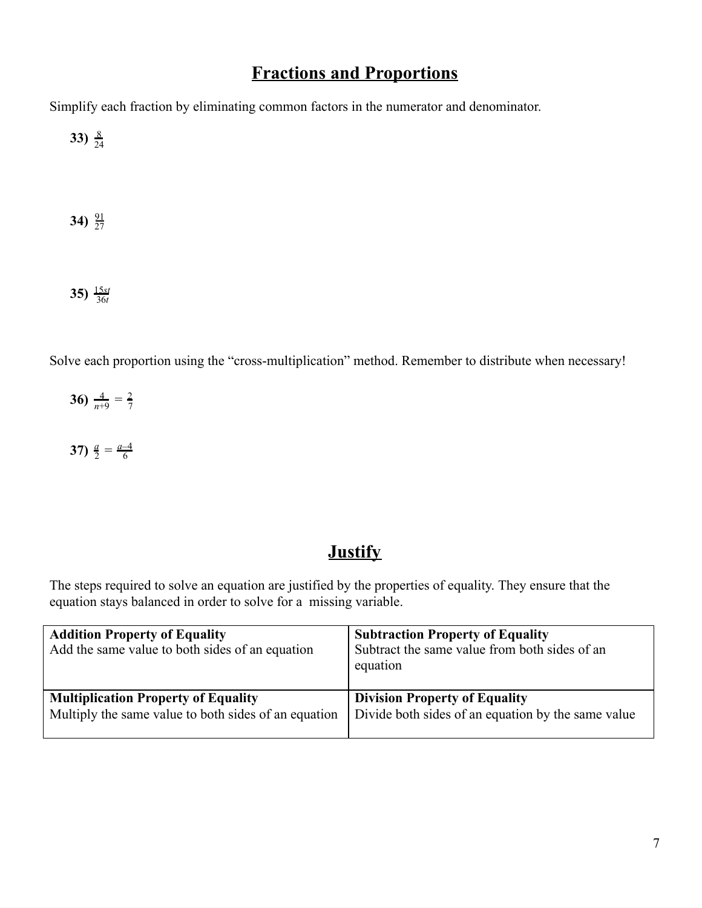## Fractions and Proportions

Simplify each fraction by eliminating common factors in the numerator and denominator.

**33)** $\frac{8}{24}$

**34)** $\frac{91}{27}$

**35)** $\frac{15st}{36t}$

Solve each proportion using the "cross-multiplication" method. Remember to distribute when necessary!

**36)** $\frac{4}{n+9} = \frac{2}{7}$

**37)** $\frac{a}{2} = \frac{a-4}{6}$

## Justify

The steps required to solve an equation are justified by the properties of equality. They ensure that the equation stays balanced in order to solve for a missing variable.

| **Addition Property of Equality**<br>Add the same value to both sides of an equation | **Subtraction Property of Equality**<br>Subtract the same value from both sides of an equation |
|---|---|
| **Multiplication Property of Equality**<br>Multiply the same value to both sides of an equation | **Division Property of Equality**<br>Divide both sides of an equation by the same value |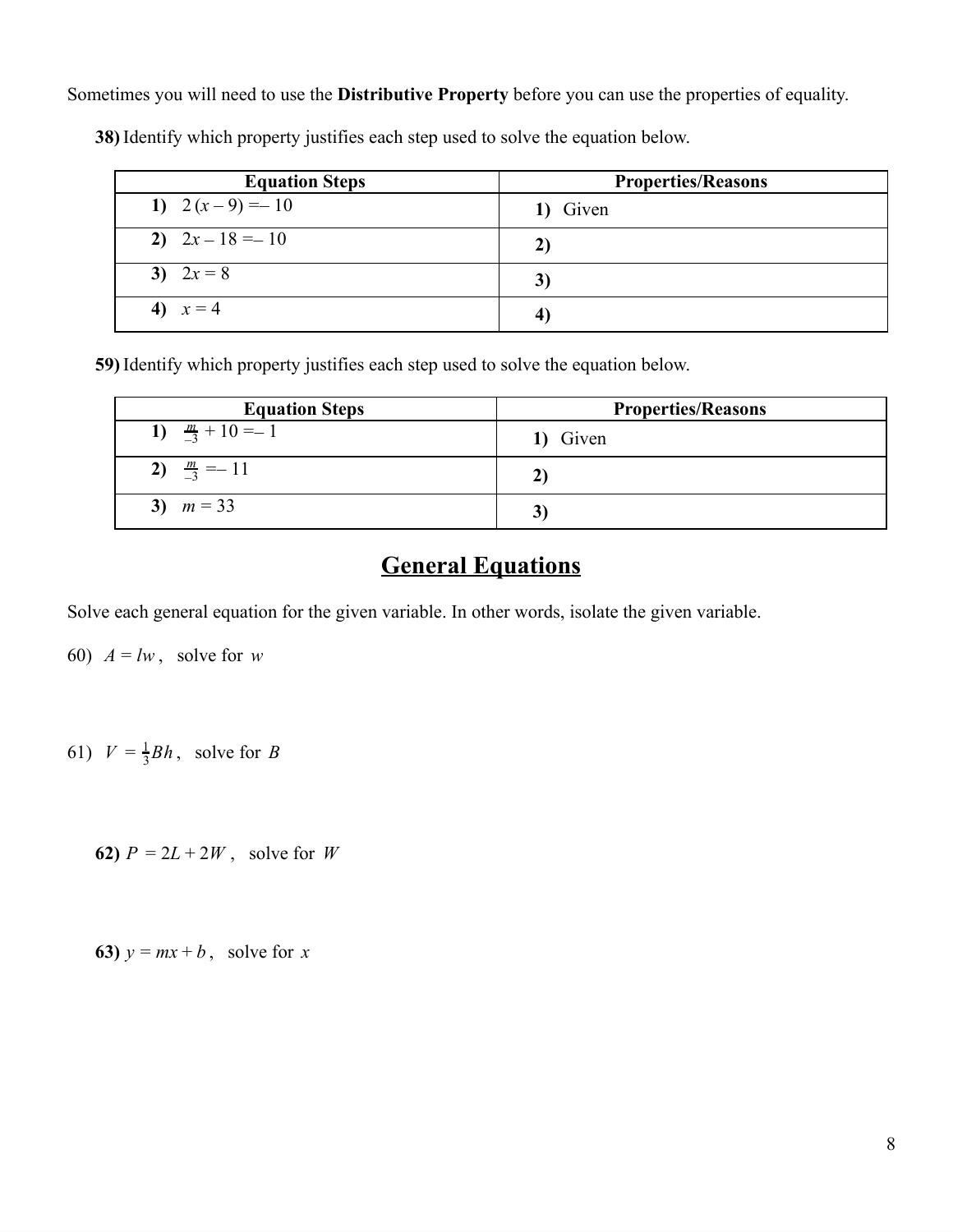Sometimes you will need to use the **Distributive Property** before you can use the properties of equality.

**38)** Identify which property justifies each step used to solve the equation below.

| Equation Steps | Properties/Reasons |
|---|---|
| **1)** $2(x - 9) = -10$ | **1)** Given |
| **2)** $2x - 18 = -10$ | **2)** |
| **3)** $2x = 8$ | **3)** |
| **4)** $x = 4$ | **4)** |

**59)** Identify which property justifies each step used to solve the equation below.

| Equation Steps | Properties/Reasons |
|---|---|
| **1)** $\frac{m}{-3} + 10 = -1$ | **1)** Given |
| **2)** $\frac{m}{-3} = -11$ | **2)** |
| **3)** $m = 33$ | **3)** |

## General Equations

Solve each general equation for the given variable. In other words, isolate the given variable.

60) $A = lw$, solve for $w$

61) $V = \frac{1}{3}Bh$, solve for $B$

**62)** $P = 2L + 2W$, solve for $W$

**63)** $y = mx + b$, solve for $x$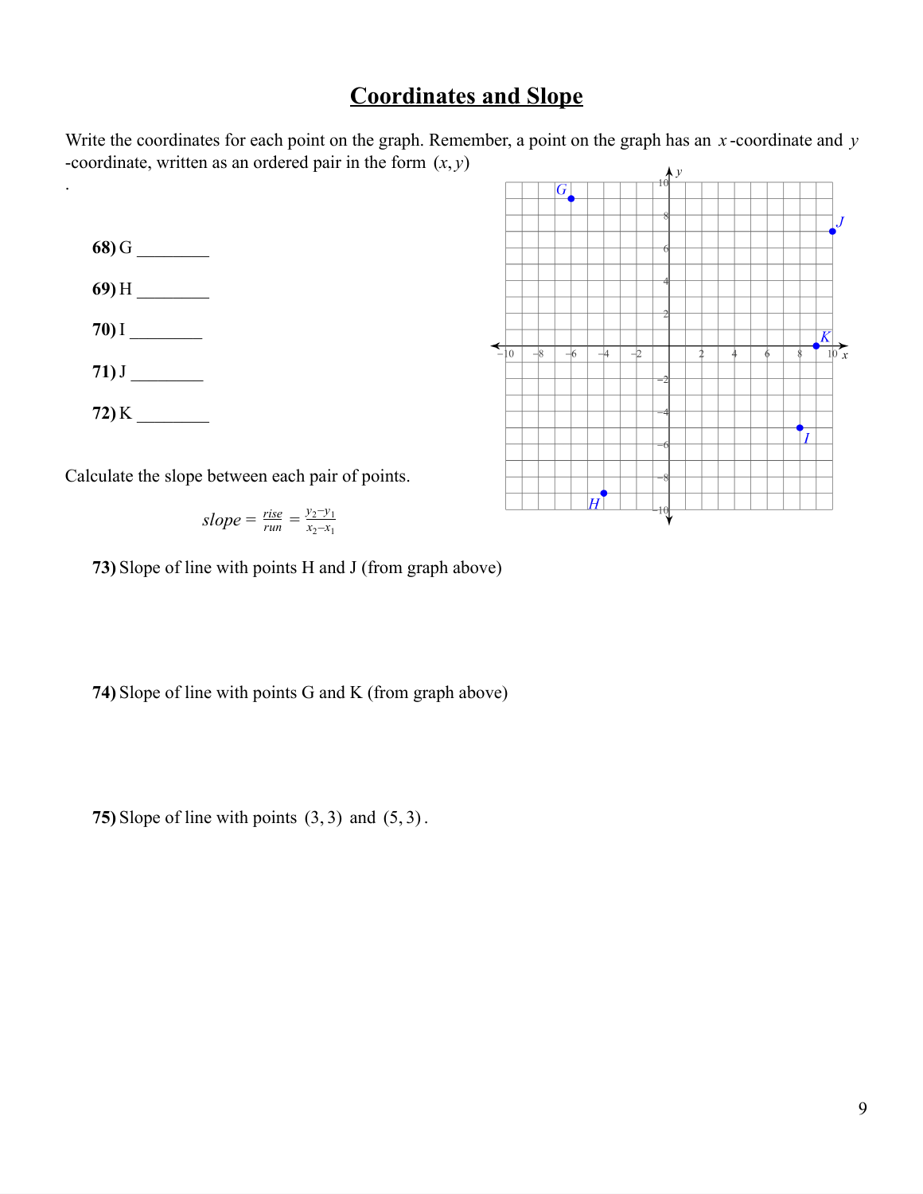# Coordinates and Slope

Write the coordinates for each point on the graph. Remember, a point on the graph has an $x$-coordinate and $y$-coordinate, written as an ordered pair in the form $(x, y)$.

**68)** G ________

**69)** H ________

**70)** I ________

**71)** J ________

**72)** K ________

Calculate the slope between each pair of points.

$$slope = \frac{rise}{run} = \frac{y_2 - y_1}{x_2 - x_1}$$

**73)** Slope of line with points H and J (from graph above)

**74)** Slope of line with points G and K (from graph above)

**75)** Slope of line with points $(3, 3)$ and $(5, 3)$.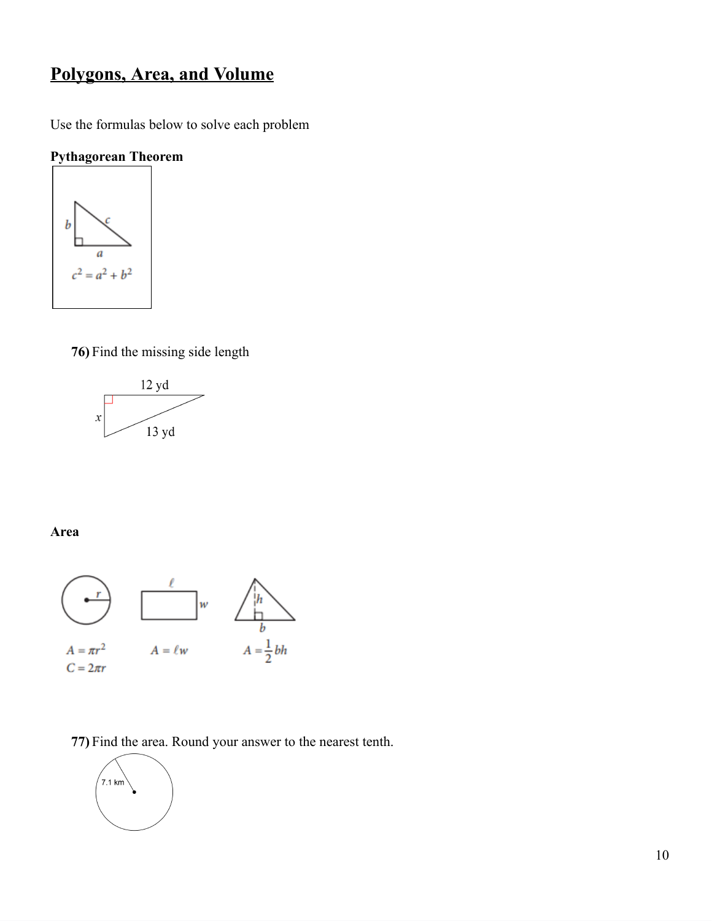# Polygons, Area, and Volume

Use the formulas below to solve each problem

**Pythagorean Theorem**

$$c^2 = a^2 + b^2$$

**76)** Find the missing side length

12 yd

$x$

13 yd

**Area**

$$A = \pi r^2$$
$$C = 2\pi r$$

$$A = \ell w$$

$$A = \frac{1}{2}bh$$

**77)** Find the area. Round your answer to the nearest tenth.

7.1 km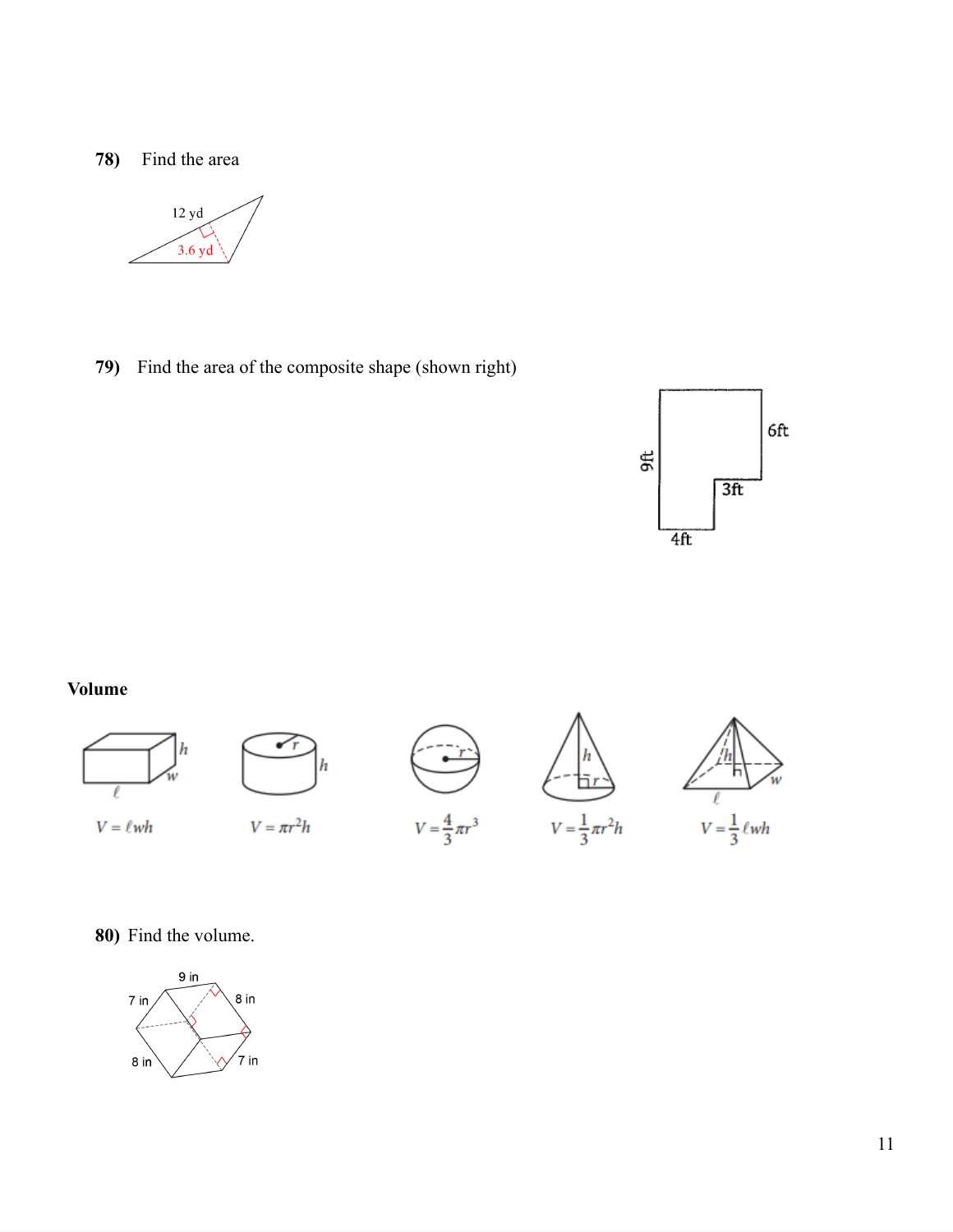**78)** Find the area

12 yd

3.6 yd

**79)** Find the area of the composite shape (shown right)

9ft

6ft

3ft

4ft

**Volume**

$V = \ell wh$

$V = \pi r^2 h$

$V = \frac{4}{3}\pi r^3$

$V = \frac{1}{3}\pi r^2 h$

$V = \frac{1}{3}\ell wh$

**80)** Find the volume.

9 in

7 in

8 in

8 in

7 in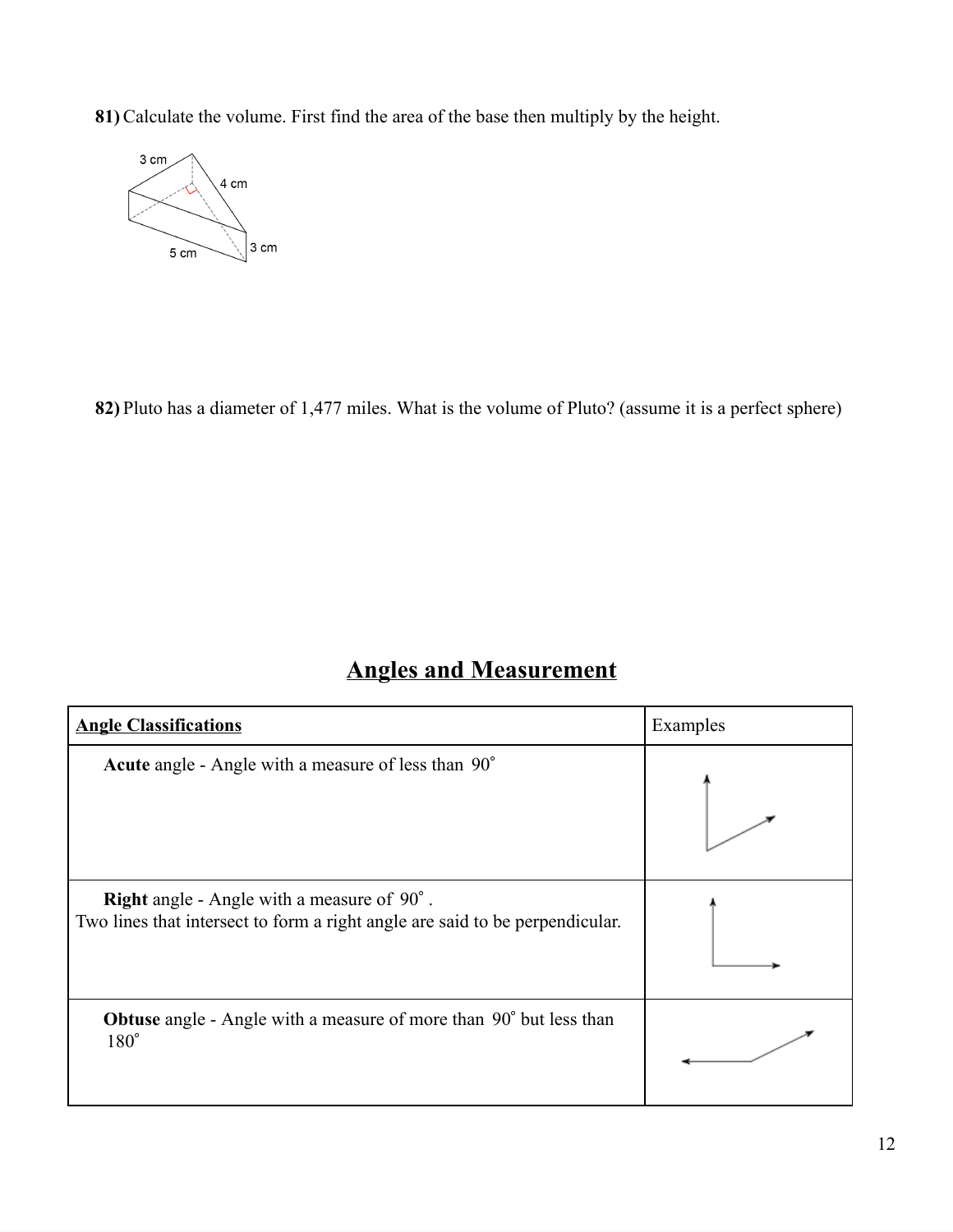**81)** Calculate the volume. First find the area of the base then multiply by the height.

**82)** Pluto has a diameter of 1,477 miles. What is the volume of Pluto? (assume it is a perfect sphere)

## Angles and Measurement

| **Angle Classifications** | Examples |
|---|---|
| **Acute** angle - Angle with a measure of less than $90^\circ$ | |
| **Right** angle - Angle with a measure of $90^\circ$. Two lines that intersect to form a right angle are said to be perpendicular. | |
| **Obtuse** angle - Angle with a measure of more than $90^\circ$ but less than $180^\circ$ | |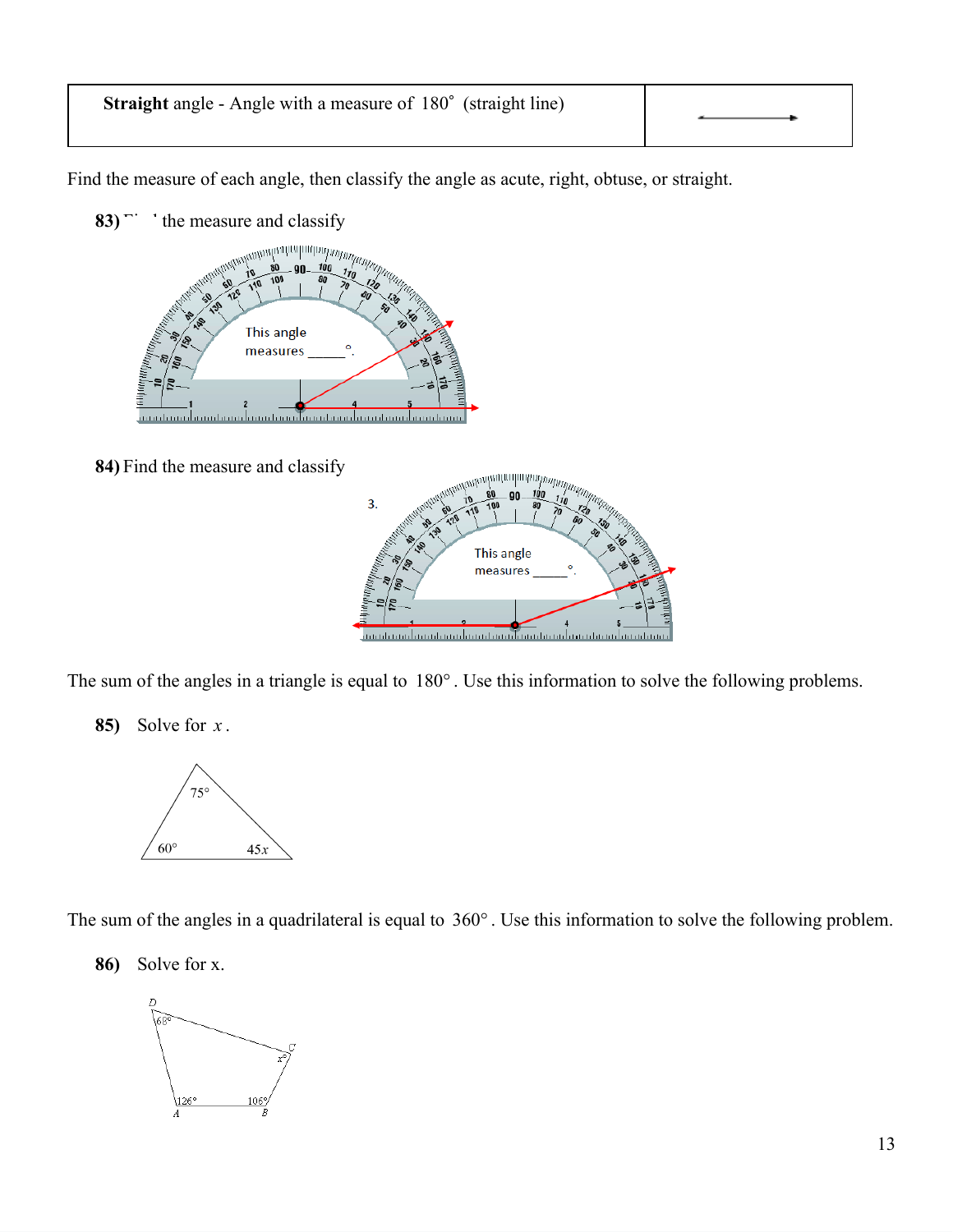| **Straight** angle - Angle with a measure of $180^\circ$ (straight line) | |
|---|---|

Find the measure of each angle, then classify the angle as acute, right, obtuse, or straight.

**83)** Find the measure and classify

This angle measures _____ °.

**84)** Find the measure and classify

3.

This angle measures _____ °.

The sum of the angles in a triangle is equal to $180^\circ$. Use this information to solve the following problems.

**85)** Solve for $x$.

$75^\circ$

$60^\circ$ $\quad$ $45x$

The sum of the angles in a quadrilateral is equal to $360^\circ$. Use this information to solve the following problem.

**86)** Solve for x.

D $68^\circ$

C $x^\circ$

A $126^\circ$ $\quad$ B $106^\circ$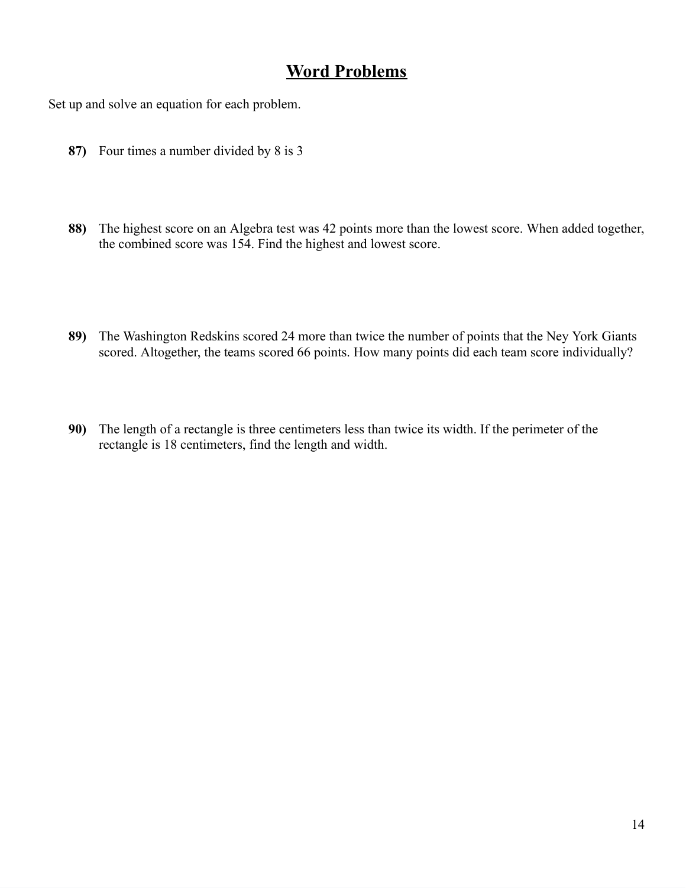# Word Problems

Set up and solve an equation for each problem.

**87)** Four times a number divided by 8 is 3

**88)** The highest score on an Algebra test was 42 points more than the lowest score. When added together, the combined score was 154. Find the highest and lowest score.

**89)** The Washington Redskins scored 24 more than twice the number of points that the Ney York Giants scored. Altogether, the teams scored 66 points. How many points did each team score individually?

**90)** The length of a rectangle is three centimeters less than twice its width. If the perimeter of the rectangle is 18 centimeters, find the length and width.